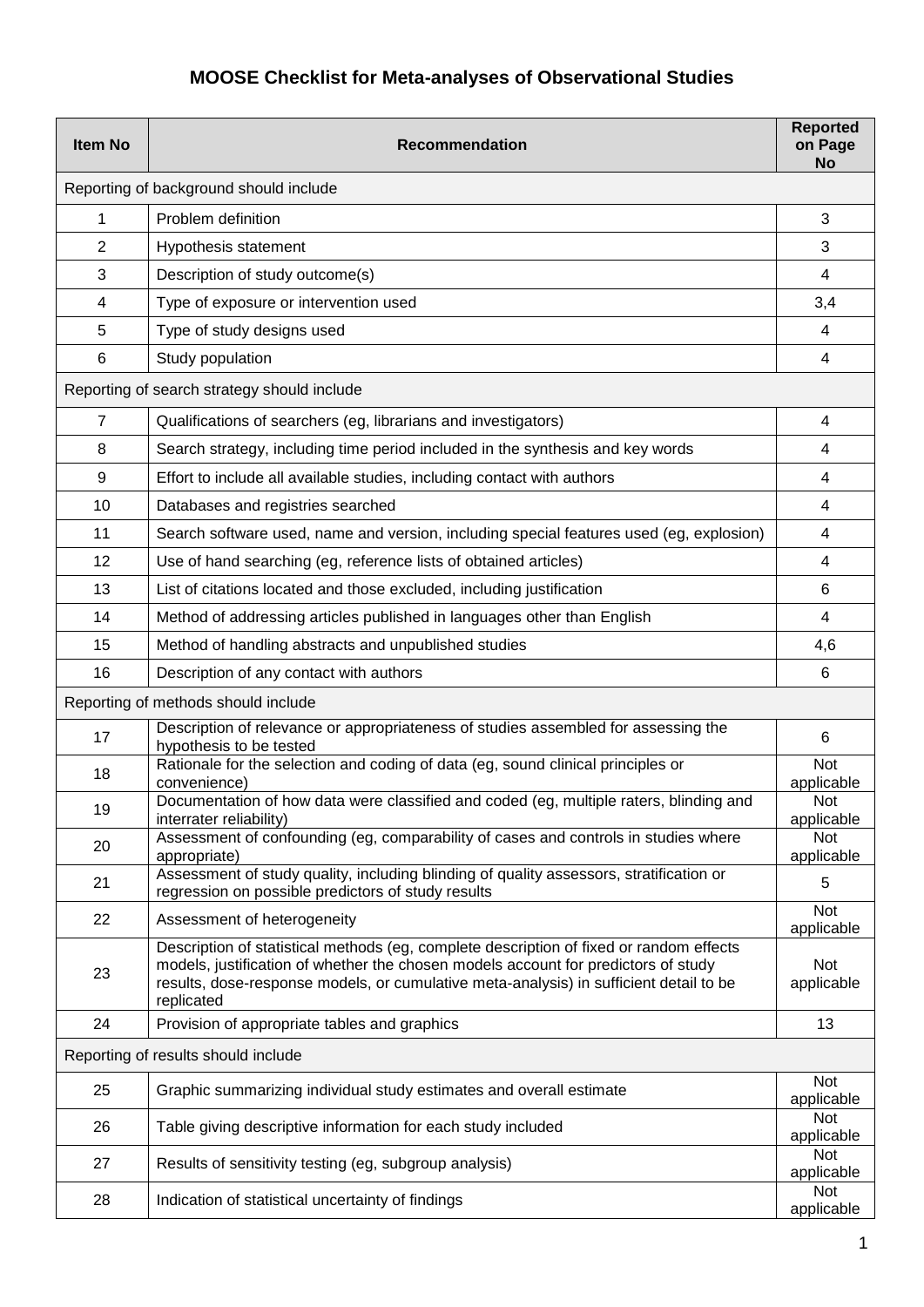# MOOSE Checklist for Meta-analyses of Observational Studies

| Item No | Recommendation | Reported on Page No |
|---|---|---|
| Reporting of background should include | | |
| 1 | Problem definition | 3 |
| 2 | Hypothesis statement | 3 |
| 3 | Description of study outcome(s) | 4 |
| 4 | Type of exposure or intervention used | 3,4 |
| 5 | Type of study designs used | 4 |
| 6 | Study population | 4 |
| Reporting of search strategy should include | | |
| 7 | Qualifications of searchers (eg, librarians and investigators) | 4 |
| 8 | Search strategy, including time period included in the synthesis and key words | 4 |
| 9 | Effort to include all available studies, including contact with authors | 4 |
| 10 | Databases and registries searched | 4 |
| 11 | Search software used, name and version, including special features used (eg, explosion) | 4 |
| 12 | Use of hand searching (eg, reference lists of obtained articles) | 4 |
| 13 | List of citations located and those excluded, including justification | 6 |
| 14 | Method of addressing articles published in languages other than English | 4 |
| 15 | Method of handling abstracts and unpublished studies | 4,6 |
| 16 | Description of any contact with authors | 6 |
| Reporting of methods should include | | |
| 17 | Description of relevance or appropriateness of studies assembled for assessing the hypothesis to be tested | 6 |
| 18 | Rationale for the selection and coding of data (eg, sound clinical principles or convenience) | Not applicable |
| 19 | Documentation of how data were classified and coded (eg, multiple raters, blinding and interrater reliability) | Not applicable |
| 20 | Assessment of confounding (eg, comparability of cases and controls in studies where appropriate) | Not applicable |
| 21 | Assessment of study quality, including blinding of quality assessors, stratification or regression on possible predictors of study results | 5 |
| 22 | Assessment of heterogeneity | Not applicable |
| 23 | Description of statistical methods (eg, complete description of fixed or random effects models, justification of whether the chosen models account for predictors of study results, dose-response models, or cumulative meta-analysis) in sufficient detail to be replicated | Not applicable |
| 24 | Provision of appropriate tables and graphics | 13 |
| Reporting of results should include | | |
| 25 | Graphic summarizing individual study estimates and overall estimate | Not applicable |
| 26 | Table giving descriptive information for each study included | Not applicable |
| 27 | Results of sensitivity testing (eg, subgroup analysis) | Not applicable |
| 28 | Indication of statistical uncertainty of findings | Not applicable |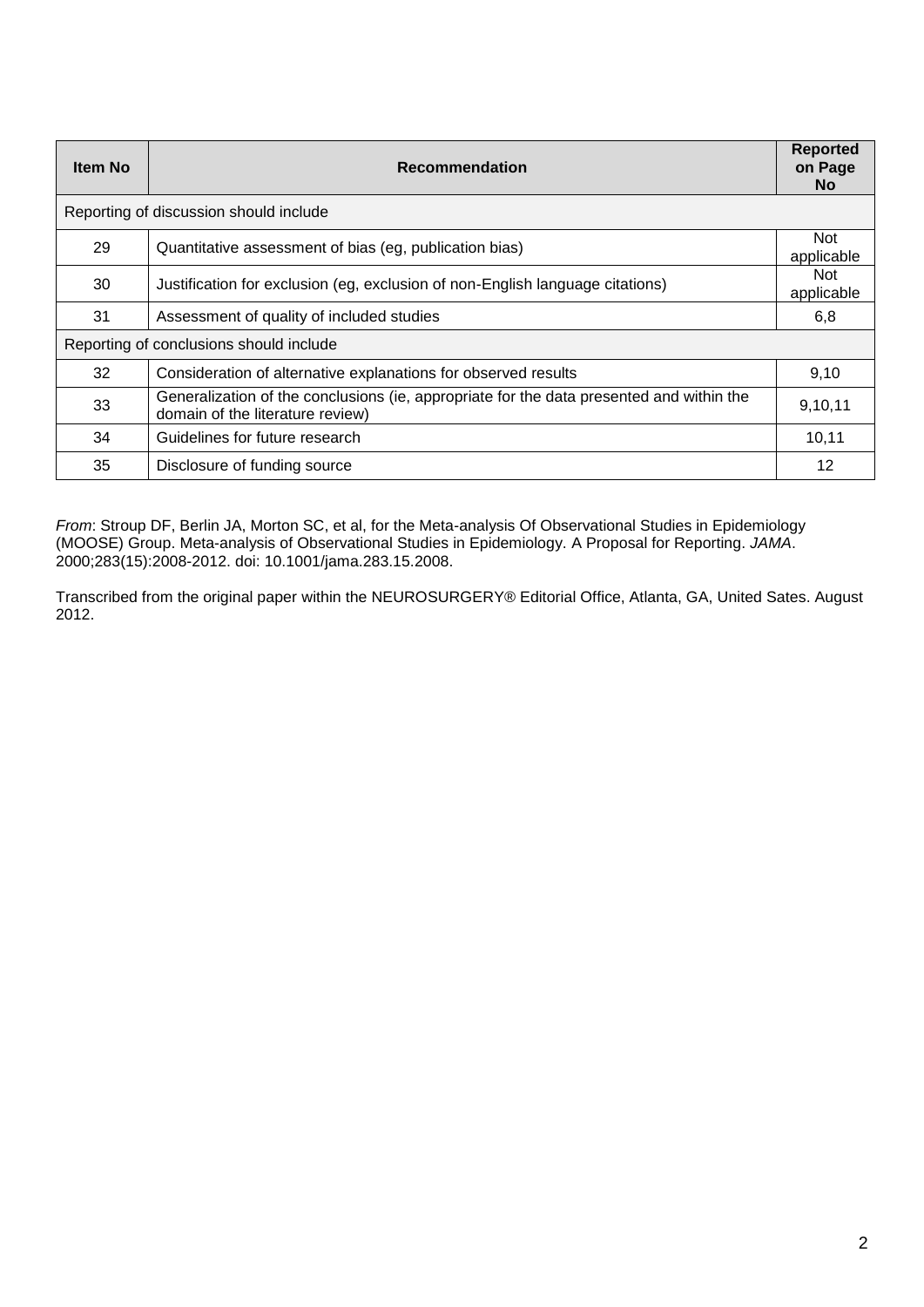| Item No | Recommendation | Reported on Page No |
|---|---|---|
| Reporting of discussion should include | | |
| 29 | Quantitative assessment of bias (eg, publication bias) | Not applicable |
| 30 | Justification for exclusion (eg, exclusion of non-English language citations) | Not applicable |
| 31 | Assessment of quality of included studies | 6,8 |
| Reporting of conclusions should include | | |
| 32 | Consideration of alternative explanations for observed results | 9,10 |
| 33 | Generalization of the conclusions (ie, appropriate for the data presented and within the domain of the literature review) | 9,10,11 |
| 34 | Guidelines for future research | 10,11 |
| 35 | Disclosure of funding source | 12 |

*From*: Stroup DF, Berlin JA, Morton SC, et al, for the Meta-analysis Of Observational Studies in Epidemiology (MOOSE) Group. Meta-analysis of Observational Studies in Epidemiology. A Proposal for Reporting. *JAMA*. 2000;283(15):2008-2012. doi: 10.1001/jama.283.15.2008.

Transcribed from the original paper within the NEUROSURGERY® Editorial Office, Atlanta, GA, United Sates. August 2012.